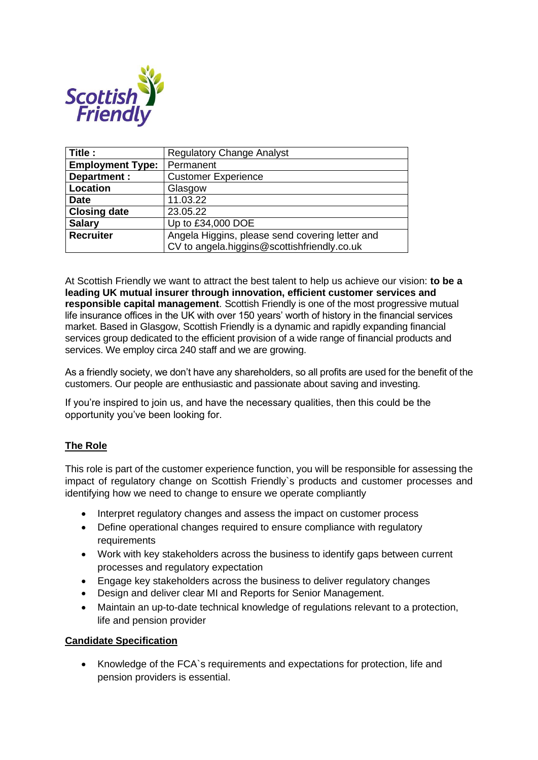| Title : | Regulatory Change Analyst |
|---|---|
| Employment Type: | Permanent |
| Department : | Customer Experience |
| Location | Glasgow |
| Date | 11.03.22 |
| Closing date | 23.05.22 |
| Salary | Up to £34,000 DOE |
| Recruiter | Angela Higgins, please send covering letter and CV to angela.higgins@scottishfriendly.co.uk |

At Scottish Friendly we want to attract the best talent to help us achieve our vision: **to be a leading UK mutual insurer through innovation, efficient customer services and responsible capital management**. Scottish Friendly is one of the most progressive mutual life insurance offices in the UK with over 150 years' worth of history in the financial services market. Based in Glasgow, Scottish Friendly is a dynamic and rapidly expanding financial services group dedicated to the efficient provision of a wide range of financial products and services. We employ circa 240 staff and we are growing.

As a friendly society, we don't have any shareholders, so all profits are used for the benefit of the customers. Our people are enthusiastic and passionate about saving and investing.

If you're inspired to join us, and have the necessary qualities, then this could be the opportunity you've been looking for.

## The Role

This role is part of the customer experience function, you will be responsible for assessing the impact of regulatory change on Scottish Friendly`s products and customer processes and identifying how we need to change to ensure we operate compliantly

- Interpret regulatory changes and assess the impact on customer process
- Define operational changes required to ensure compliance with regulatory requirements
- Work with key stakeholders across the business to identify gaps between current processes and regulatory expectation
- Engage key stakeholders across the business to deliver regulatory changes
- Design and deliver clear MI and Reports for Senior Management.
- Maintain an up-to-date technical knowledge of regulations relevant to a protection, life and pension provider

## Candidate Specification

- Knowledge of the FCA`s requirements and expectations for protection, life and pension providers is essential.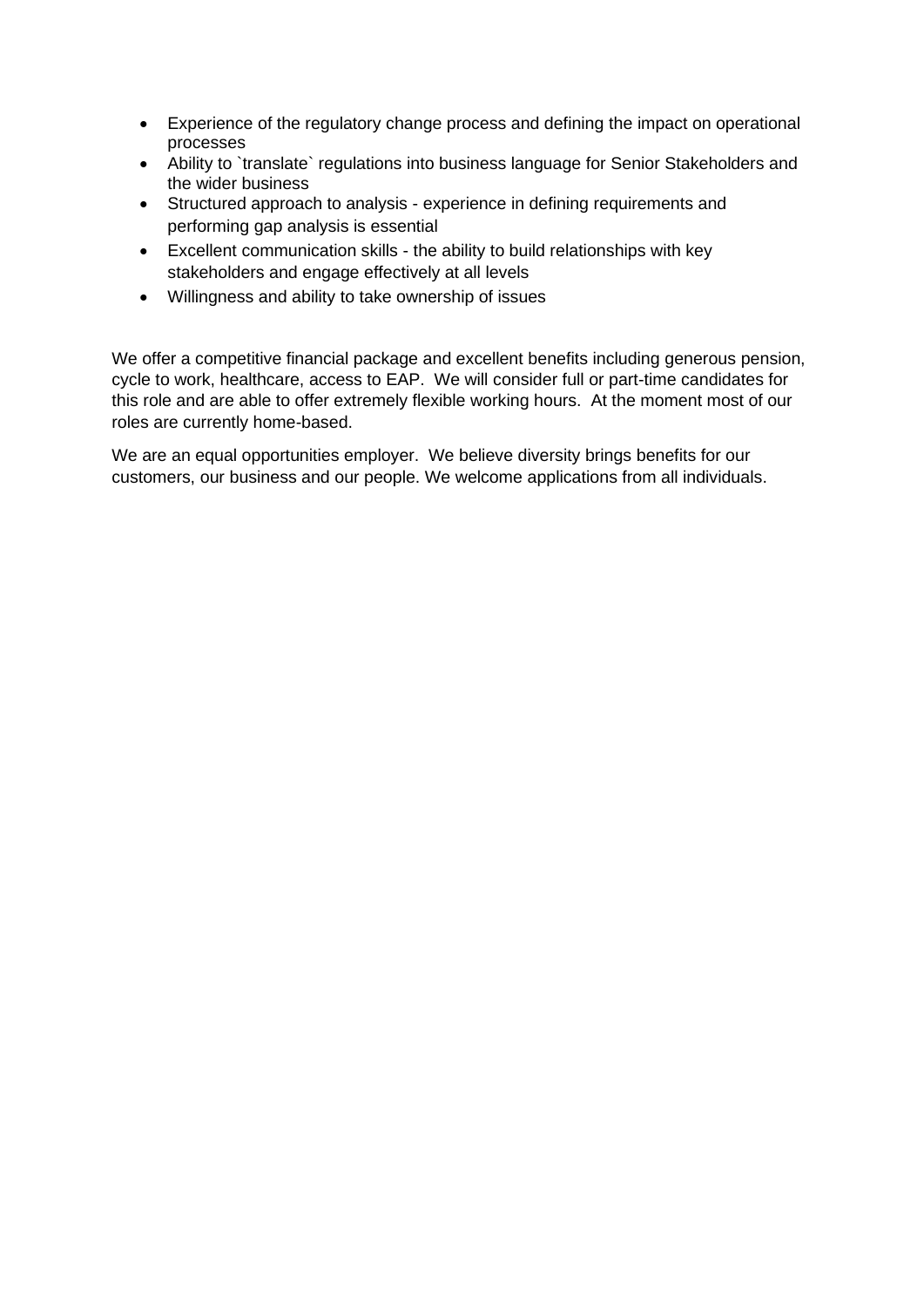- Experience of the regulatory change process and defining the impact on operational processes
- Ability to `translate` regulations into business language for Senior Stakeholders and the wider business
- Structured approach to analysis - experience in defining requirements and performing gap analysis is essential
- Excellent communication skills - the ability to build relationships with key stakeholders and engage effectively at all levels
- Willingness and ability to take ownership of issues

We offer a competitive financial package and excellent benefits including generous pension, cycle to work, healthcare, access to EAP. We will consider full or part-time candidates for this role and are able to offer extremely flexible working hours. At the moment most of our roles are currently home-based.

We are an equal opportunities employer. We believe diversity brings benefits for our customers, our business and our people. We welcome applications from all individuals.